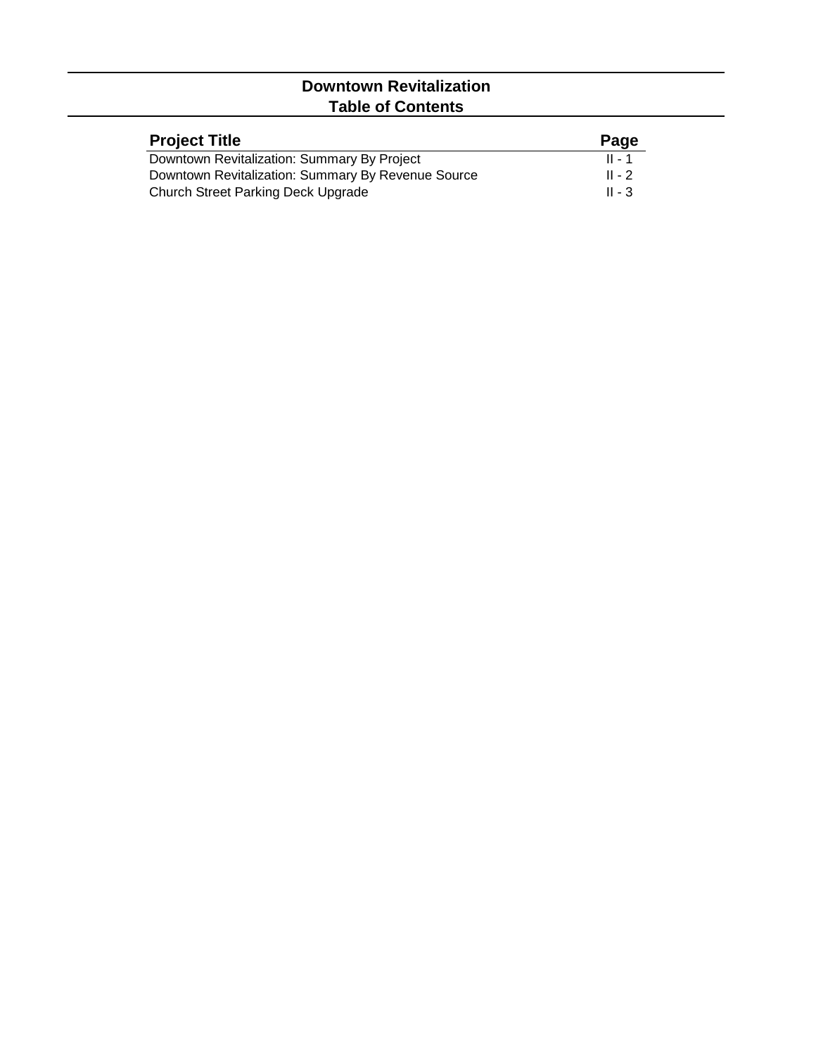# Downtown Revitalization
## Table of Contents

| Project Title | Page |
|---|---|
| Downtown Revitalization: Summary By Project | II - 1 |
| Downtown Revitalization: Summary By Revenue Source | II - 2 |
| Church Street Parking Deck Upgrade | II - 3 |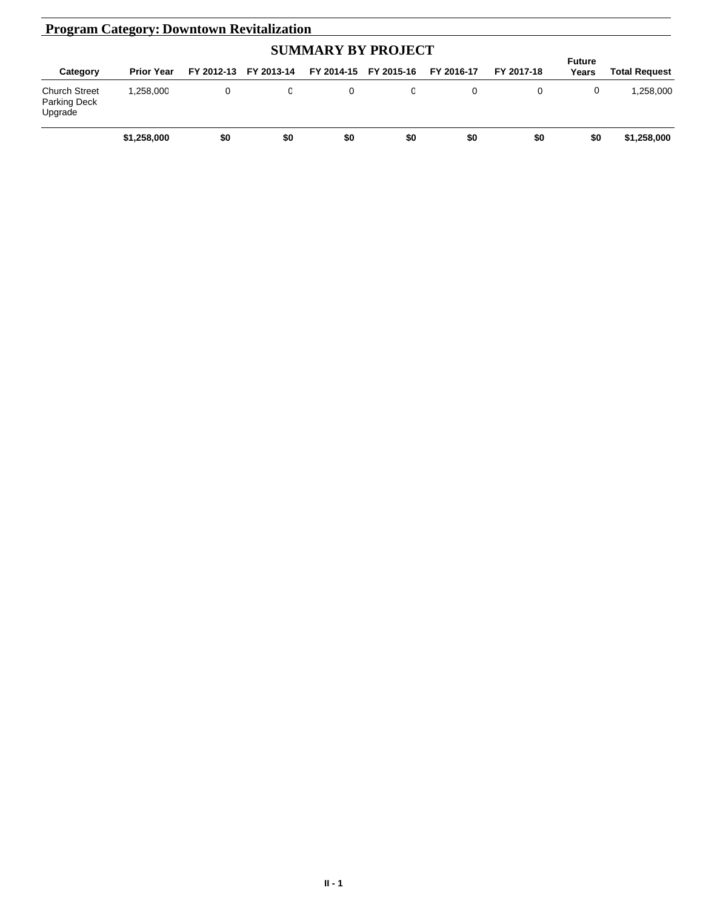## Program Category: Downtown Revitalization

### SUMMARY BY PROJECT

| Category | Prior Year | FY 2012-13 | FY 2013-14 | FY 2014-15 | FY 2015-16 | FY 2016-17 | FY 2017-18 | Future Years | Total Request |
|---|---|---|---|---|---|---|---|---|---|
| Church Street Parking Deck Upgrade | 1,258,000 | 0 | 0 | 0 | 0 | 0 | 0 | 0 | 1,258,000 |
| | **$1,258,000** | **$0** | **$0** | **$0** | **$0** | **$0** | **$0** | **$0** | **$1,258,000** |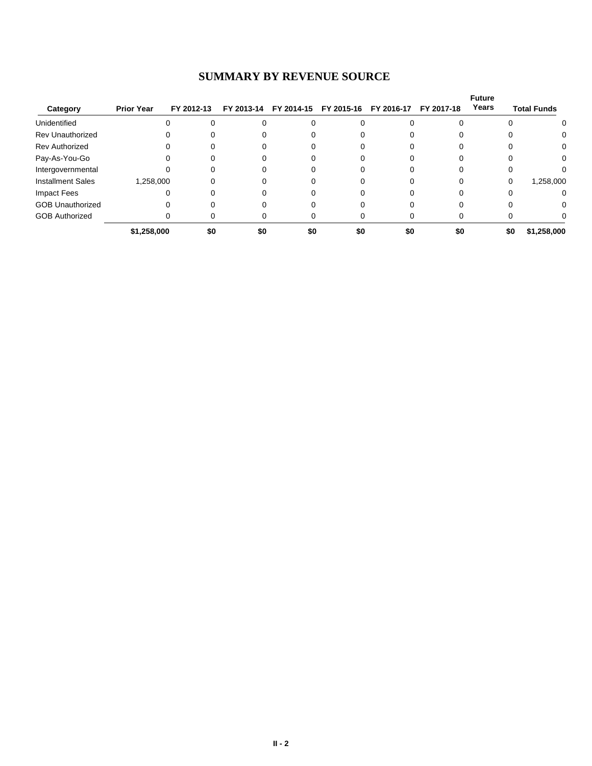## SUMMARY BY REVENUE SOURCE

| Category | Prior Year | FY 2012-13 | FY 2013-14 | FY 2014-15 | FY 2015-16 | FY 2016-17 | FY 2017-18 | Future Years | Total Funds |
|---|---|---|---|---|---|---|---|---|---|
| Unidentified | 0 | 0 | 0 | 0 | 0 | 0 | 0 | 0 | 0 |
| Rev Unauthorized | 0 | 0 | 0 | 0 | 0 | 0 | 0 | 0 | 0 |
| Rev Authorized | 0 | 0 | 0 | 0 | 0 | 0 | 0 | 0 | 0 |
| Pay-As-You-Go | 0 | 0 | 0 | 0 | 0 | 0 | 0 | 0 | 0 |
| Intergovernmental | 0 | 0 | 0 | 0 | 0 | 0 | 0 | 0 | 0 |
| Installment Sales | 1,258,000 | 0 | 0 | 0 | 0 | 0 | 0 | 0 | 1,258,000 |
| Impact Fees | 0 | 0 | 0 | 0 | 0 | 0 | 0 | 0 | 0 |
| GOB Unauthorized | 0 | 0 | 0 | 0 | 0 | 0 | 0 | 0 | 0 |
| GOB Authorized | 0 | 0 | 0 | 0 | 0 | 0 | 0 | 0 | 0 |
| | **$1,258,000** | **$0** | **$0** | **$0** | **$0** | **$0** | **$0** | **$0** | **$1,258,000** |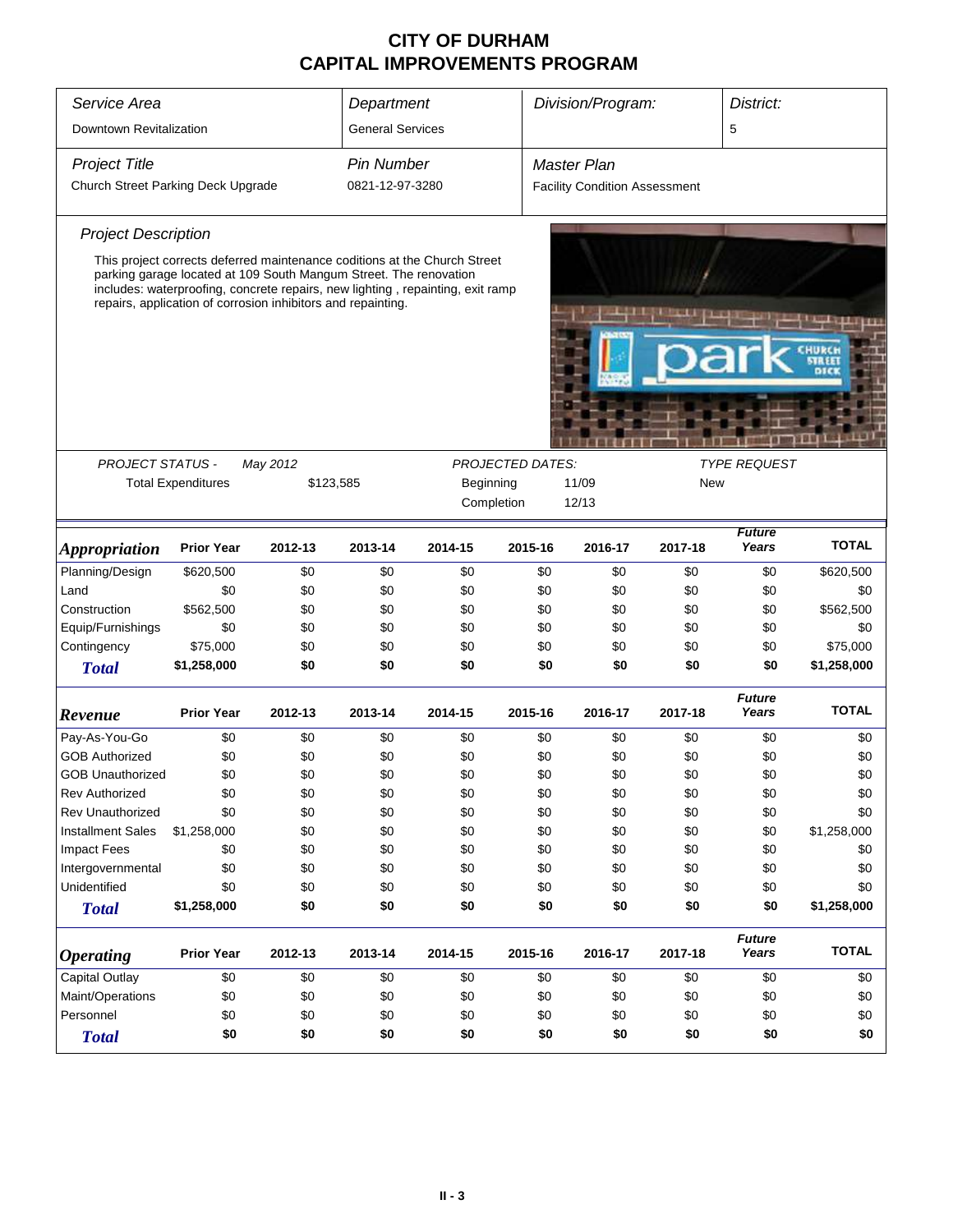# CITY OF DURHAM
# CAPITAL IMPROVEMENTS PROGRAM

| Service Area | Department | Division/Program: | District: |
|---|---|---|---|
| Downtown Revitalization | General Services | | 5 |

| Project Title | Pin Number | Master Plan |
|---|---|---|
| Church Street Parking Deck Upgrade | 0821-12-97-3280 | Facility Condition Assessment |

*Project Description*

This project corrects deferred maintenance coditions at the Church Street parking garage located at 109 South Mangum Street. The renovation includes: waterproofing, concrete repairs, new lighting , repainting, exit ramp repairs, application of corrosion inhibitors and repainting.

| PROJECT STATUS - | May 2012 | PROJECTED DATES: | | TYPE REQUEST |
|---|---|---|---|---|
| Total Expenditures | $123,585 | Beginning | 11/09 | New |
| | | Completion | 12/13 | |

| Appropriation | Prior Year | 2012-13 | 2013-14 | 2014-15 | 2015-16 | 2016-17 | 2017-18 | Future Years | TOTAL |
|---|---|---|---|---|---|---|---|---|---|
| Planning/Design | $620,500 | $0 | $0 | $0 | $0 | $0 | $0 | $0 | $620,500 |
| Land | $0 | $0 | $0 | $0 | $0 | $0 | $0 | $0 | $0 |
| Construction | $562,500 | $0 | $0 | $0 | $0 | $0 | $0 | $0 | $562,500 |
| Equip/Furnishings | $0 | $0 | $0 | $0 | $0 | $0 | $0 | $0 | $0 |
| Contingency | $75,000 | $0 | $0 | $0 | $0 | $0 | $0 | $0 | $75,000 |
| **Total** | **$1,258,000** | **$0** | **$0** | **$0** | **$0** | **$0** | **$0** | **$0** | **$1,258,000** |

| Revenue | Prior Year | 2012-13 | 2013-14 | 2014-15 | 2015-16 | 2016-17 | 2017-18 | Future Years | TOTAL |
|---|---|---|---|---|---|---|---|---|---|
| Pay-As-You-Go | $0 | $0 | $0 | $0 | $0 | $0 | $0 | $0 | $0 |
| GOB Authorized | $0 | $0 | $0 | $0 | $0 | $0 | $0 | $0 | $0 |
| GOB Unauthorized | $0 | $0 | $0 | $0 | $0 | $0 | $0 | $0 | $0 |
| Rev Authorized | $0 | $0 | $0 | $0 | $0 | $0 | $0 | $0 | $0 |
| Rev Unauthorized | $0 | $0 | $0 | $0 | $0 | $0 | $0 | $0 | $0 |
| Installment Sales | $1,258,000 | $0 | $0 | $0 | $0 | $0 | $0 | $0 | $1,258,000 |
| Impact Fees | $0 | $0 | $0 | $0 | $0 | $0 | $0 | $0 | $0 |
| Intergovernmental | $0 | $0 | $0 | $0 | $0 | $0 | $0 | $0 | $0 |
| Unidentified | $0 | $0 | $0 | $0 | $0 | $0 | $0 | $0 | $0 |
| **Total** | **$1,258,000** | **$0** | **$0** | **$0** | **$0** | **$0** | **$0** | **$0** | **$1,258,000** |

| Operating | Prior Year | 2012-13 | 2013-14 | 2014-15 | 2015-16 | 2016-17 | 2017-18 | Future Years | TOTAL |
|---|---|---|---|---|---|---|---|---|---|
| Capital Outlay | $0 | $0 | $0 | $0 | $0 | $0 | $0 | $0 | $0 |
| Maint/Operations | $0 | $0 | $0 | $0 | $0 | $0 | $0 | $0 | $0 |
| Personnel | $0 | $0 | $0 | $0 | $0 | $0 | $0 | $0 | $0 |
| **Total** | **$0** | **$0** | **$0** | **$0** | **$0** | **$0** | **$0** | **$0** | **$0** |